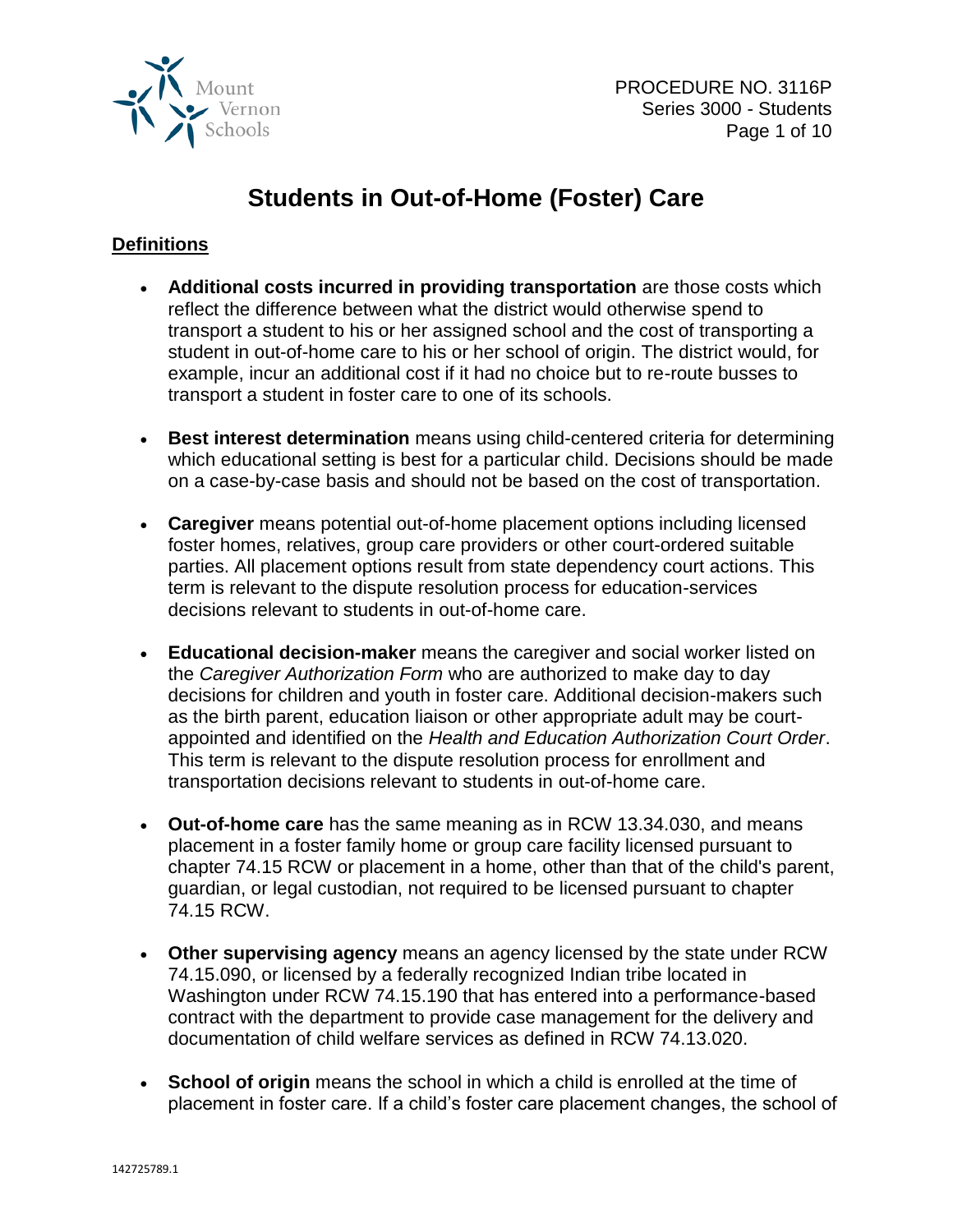# Students in Out-of-Home (Foster) Care

## Definitions

- **Additional costs incurred in providing transportation** are those costs which reflect the difference between what the district would otherwise spend to transport a student to his or her assigned school and the cost of transporting a student in out-of-home care to his or her school of origin. The district would, for example, incur an additional cost if it had no choice but to re-route busses to transport a student in foster care to one of its schools.

- **Best interest determination** means using child-centered criteria for determining which educational setting is best for a particular child. Decisions should be made on a case-by-case basis and should not be based on the cost of transportation.

- **Caregiver** means potential out-of-home placement options including licensed foster homes, relatives, group care providers or other court-ordered suitable parties. All placement options result from state dependency court actions. This term is relevant to the dispute resolution process for education-services decisions relevant to students in out-of-home care.

- **Educational decision-maker** means the caregiver and social worker listed on the *Caregiver Authorization Form* who are authorized to make day to day decisions for children and youth in foster care. Additional decision-makers such as the birth parent, education liaison or other appropriate adult may be court-appointed and identified on the *Health and Education Authorization Court Order*. This term is relevant to the dispute resolution process for enrollment and transportation decisions relevant to students in out-of-home care.

- **Out-of-home care** has the same meaning as in RCW 13.34.030, and means placement in a foster family home or group care facility licensed pursuant to chapter 74.15 RCW or placement in a home, other than that of the child's parent, guardian, or legal custodian, not required to be licensed pursuant to chapter 74.15 RCW.

- **Other supervising agency** means an agency licensed by the state under RCW 74.15.090, or licensed by a federally recognized Indian tribe located in Washington under RCW 74.15.190 that has entered into a performance-based contract with the department to provide case management for the delivery and documentation of child welfare services as defined in RCW 74.13.020.

- **School of origin** means the school in which a child is enrolled at the time of placement in foster care. If a child's foster care placement changes, the school of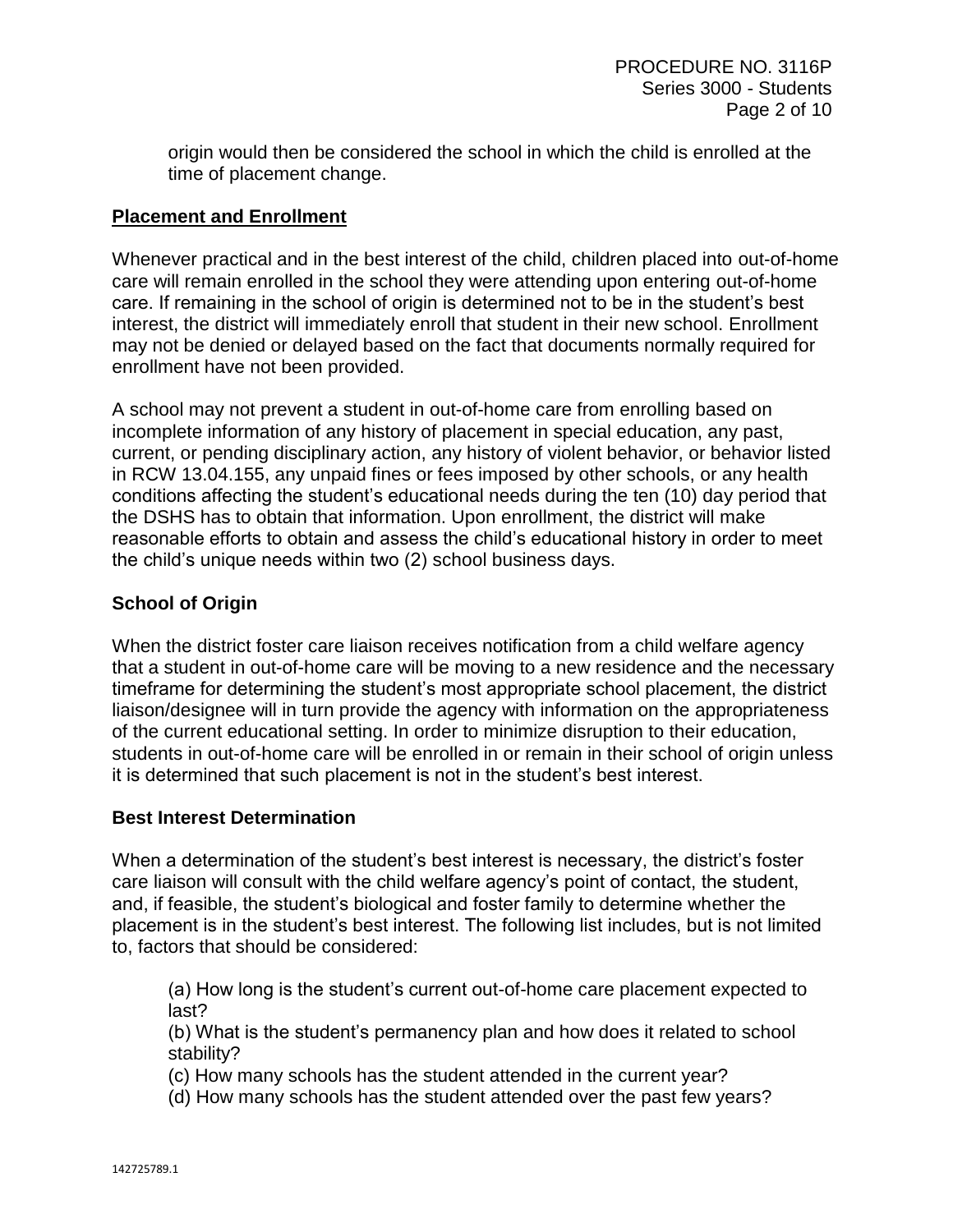origin would then be considered the school in which the child is enrolled at the time of placement change.

## Placement and Enrollment

Whenever practical and in the best interest of the child, children placed into out-of-home care will remain enrolled in the school they were attending upon entering out-of-home care. If remaining in the school of origin is determined not to be in the student's best interest, the district will immediately enroll that student in their new school. Enrollment may not be denied or delayed based on the fact that documents normally required for enrollment have not been provided.

A school may not prevent a student in out-of-home care from enrolling based on incomplete information of any history of placement in special education, any past, current, or pending disciplinary action, any history of violent behavior, or behavior listed in RCW 13.04.155, any unpaid fines or fees imposed by other schools, or any health conditions affecting the student's educational needs during the ten (10) day period that the DSHS has to obtain that information. Upon enrollment, the district will make reasonable efforts to obtain and assess the child's educational history in order to meet the child's unique needs within two (2) school business days.

### School of Origin

When the district foster care liaison receives notification from a child welfare agency that a student in out-of-home care will be moving to a new residence and the necessary timeframe for determining the student's most appropriate school placement, the district liaison/designee will in turn provide the agency with information on the appropriateness of the current educational setting. In order to minimize disruption to their education, students in out-of-home care will be enrolled in or remain in their school of origin unless it is determined that such placement is not in the student's best interest.

### Best Interest Determination

When a determination of the student's best interest is necessary, the district's foster care liaison will consult with the child welfare agency's point of contact, the student, and, if feasible, the student's biological and foster family to determine whether the placement is in the student's best interest. The following list includes, but is not limited to, factors that should be considered:

(a) How long is the student's current out-of-home care placement expected to last?
(b) What is the student's permanency plan and how does it related to school stability?
(c) How many schools has the student attended in the current year?
(d) How many schools has the student attended over the past few years?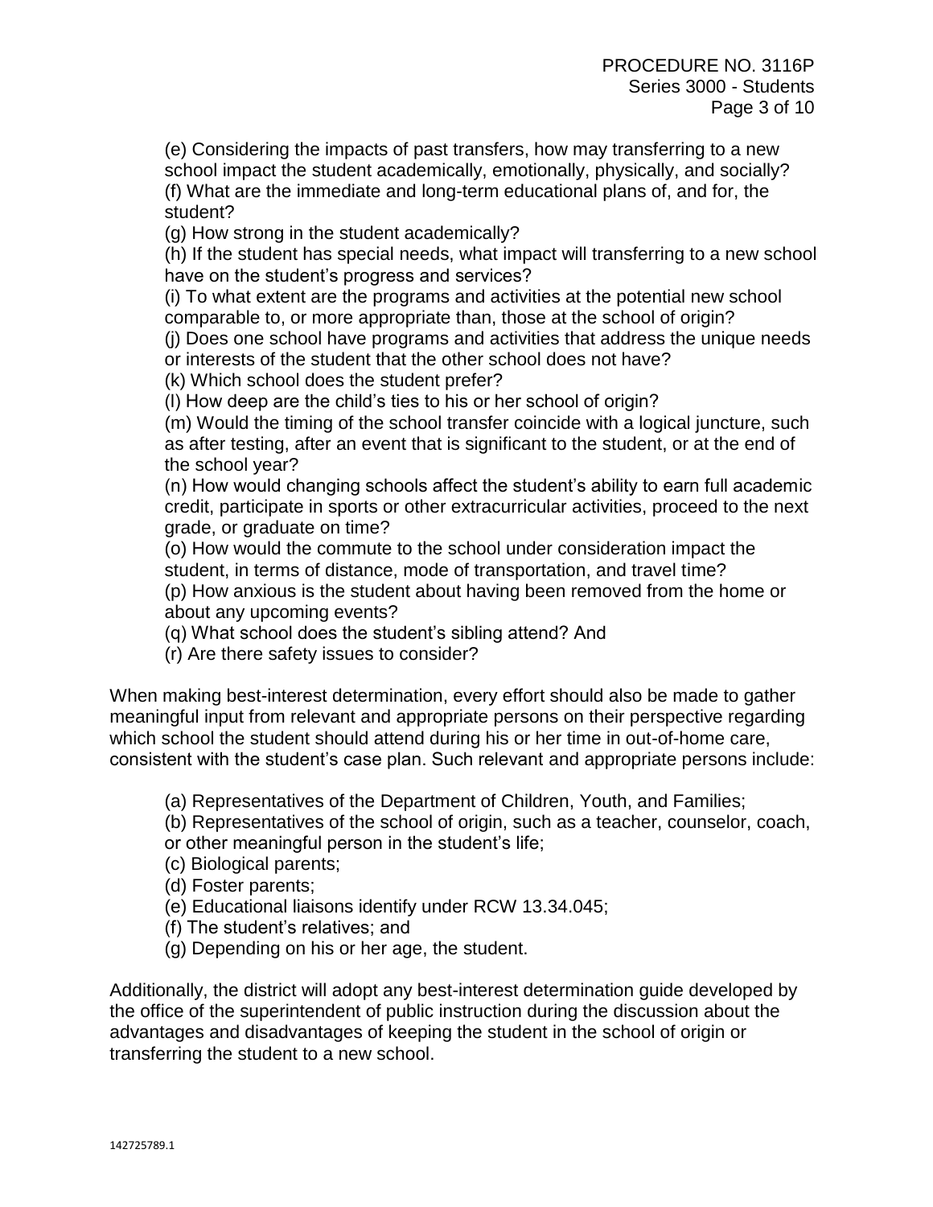(e) Considering the impacts of past transfers, how may transferring to a new school impact the student academically, emotionally, physically, and socially?
(f) What are the immediate and long-term educational plans of, and for, the student?
(g) How strong in the student academically?
(h) If the student has special needs, what impact will transferring to a new school have on the student's progress and services?
(i) To what extent are the programs and activities at the potential new school comparable to, or more appropriate than, those at the school of origin?
(j) Does one school have programs and activities that address the unique needs or interests of the student that the other school does not have?
(k) Which school does the student prefer?
(l) How deep are the child's ties to his or her school of origin?
(m) Would the timing of the school transfer coincide with a logical juncture, such as after testing, after an event that is significant to the student, or at the end of the school year?
(n) How would changing schools affect the student's ability to earn full academic credit, participate in sports or other extracurricular activities, proceed to the next grade, or graduate on time?
(o) How would the commute to the school under consideration impact the student, in terms of distance, mode of transportation, and travel time?
(p) How anxious is the student about having been removed from the home or about any upcoming events?
(q) What school does the student's sibling attend? And
(r) Are there safety issues to consider?

When making best-interest determination, every effort should also be made to gather meaningful input from relevant and appropriate persons on their perspective regarding which school the student should attend during his or her time in out-of-home care, consistent with the student's case plan. Such relevant and appropriate persons include:

(a) Representatives of the Department of Children, Youth, and Families;
(b) Representatives of the school of origin, such as a teacher, counselor, coach, or other meaningful person in the student's life;
(c) Biological parents;
(d) Foster parents;
(e) Educational liaisons identify under RCW 13.34.045;
(f) The student's relatives; and
(g) Depending on his or her age, the student.

Additionally, the district will adopt any best-interest determination guide developed by the office of the superintendent of public instruction during the discussion about the advantages and disadvantages of keeping the student in the school of origin or transferring the student to a new school.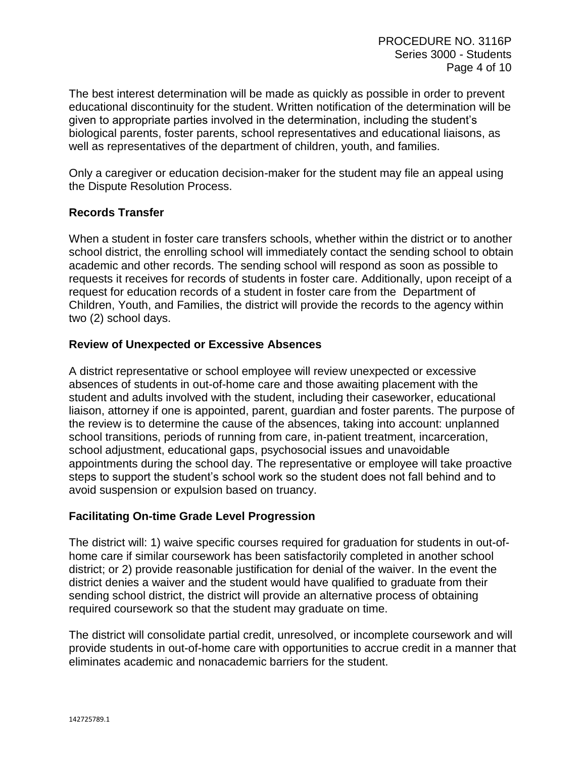The best interest determination will be made as quickly as possible in order to prevent educational discontinuity for the student. Written notification of the determination will be given to appropriate parties involved in the determination, including the student's biological parents, foster parents, school representatives and educational liaisons, as well as representatives of the department of children, youth, and families.

Only a caregiver or education decision-maker for the student may file an appeal using the Dispute Resolution Process.

### Records Transfer

When a student in foster care transfers schools, whether within the district or to another school district, the enrolling school will immediately contact the sending school to obtain academic and other records. The sending school will respond as soon as possible to requests it receives for records of students in foster care. Additionally, upon receipt of a request for education records of a student in foster care from the Department of Children, Youth, and Families, the district will provide the records to the agency within two (2) school days.

### Review of Unexpected or Excessive Absences

A district representative or school employee will review unexpected or excessive absences of students in out-of-home care and those awaiting placement with the student and adults involved with the student, including their caseworker, educational liaison, attorney if one is appointed, parent, guardian and foster parents. The purpose of the review is to determine the cause of the absences, taking into account: unplanned school transitions, periods of running from care, in-patient treatment, incarceration, school adjustment, educational gaps, psychosocial issues and unavoidable appointments during the school day. The representative or employee will take proactive steps to support the student's school work so the student does not fall behind and to avoid suspension or expulsion based on truancy.

### Facilitating On-time Grade Level Progression

The district will: 1) waive specific courses required for graduation for students in out-of-home care if similar coursework has been satisfactorily completed in another school district; or 2) provide reasonable justification for denial of the waiver. In the event the district denies a waiver and the student would have qualified to graduate from their sending school district, the district will provide an alternative process of obtaining required coursework so that the student may graduate on time.

The district will consolidate partial credit, unresolved, or incomplete coursework and will provide students in out-of-home care with opportunities to accrue credit in a manner that eliminates academic and nonacademic barriers for the student.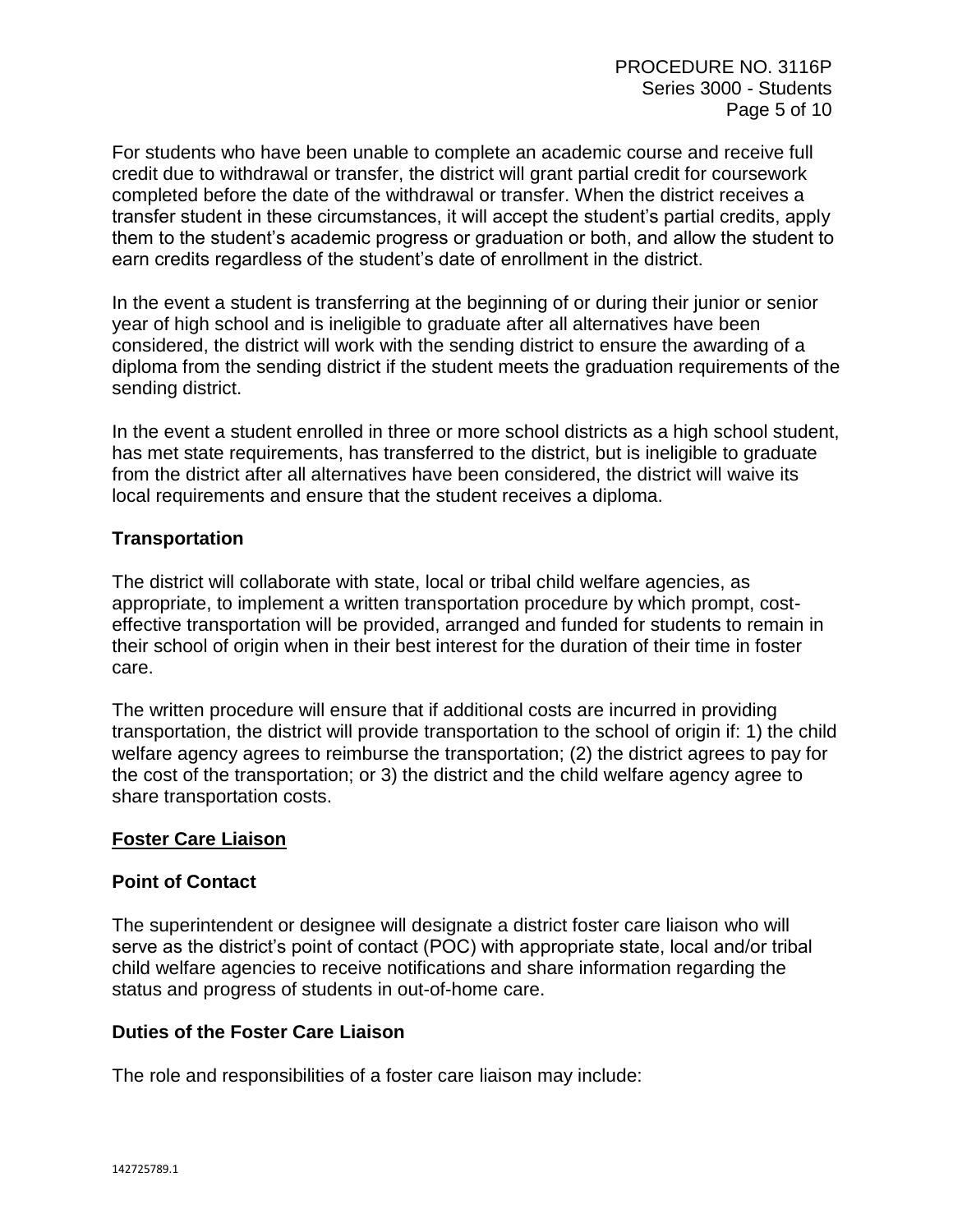For students who have been unable to complete an academic course and receive full credit due to withdrawal or transfer, the district will grant partial credit for coursework completed before the date of the withdrawal or transfer. When the district receives a transfer student in these circumstances, it will accept the student's partial credits, apply them to the student's academic progress or graduation or both, and allow the student to earn credits regardless of the student's date of enrollment in the district.

In the event a student is transferring at the beginning of or during their junior or senior year of high school and is ineligible to graduate after all alternatives have been considered, the district will work with the sending district to ensure the awarding of a diploma from the sending district if the student meets the graduation requirements of the sending district.

In the event a student enrolled in three or more school districts as a high school student, has met state requirements, has transferred to the district, but is ineligible to graduate from the district after all alternatives have been considered, the district will waive its local requirements and ensure that the student receives a diploma.

### Transportation

The district will collaborate with state, local or tribal child welfare agencies, as appropriate, to implement a written transportation procedure by which prompt, cost-effective transportation will be provided, arranged and funded for students to remain in their school of origin when in their best interest for the duration of their time in foster care.

The written procedure will ensure that if additional costs are incurred in providing transportation, the district will provide transportation to the school of origin if: 1) the child welfare agency agrees to reimburse the transportation; (2) the district agrees to pay for the cost of the transportation; or 3) the district and the child welfare agency agree to share transportation costs.

## Foster Care Liaison

### Point of Contact

The superintendent or designee will designate a district foster care liaison who will serve as the district's point of contact (POC) with appropriate state, local and/or tribal child welfare agencies to receive notifications and share information regarding the status and progress of students in out-of-home care.

### Duties of the Foster Care Liaison

The role and responsibilities of a foster care liaison may include: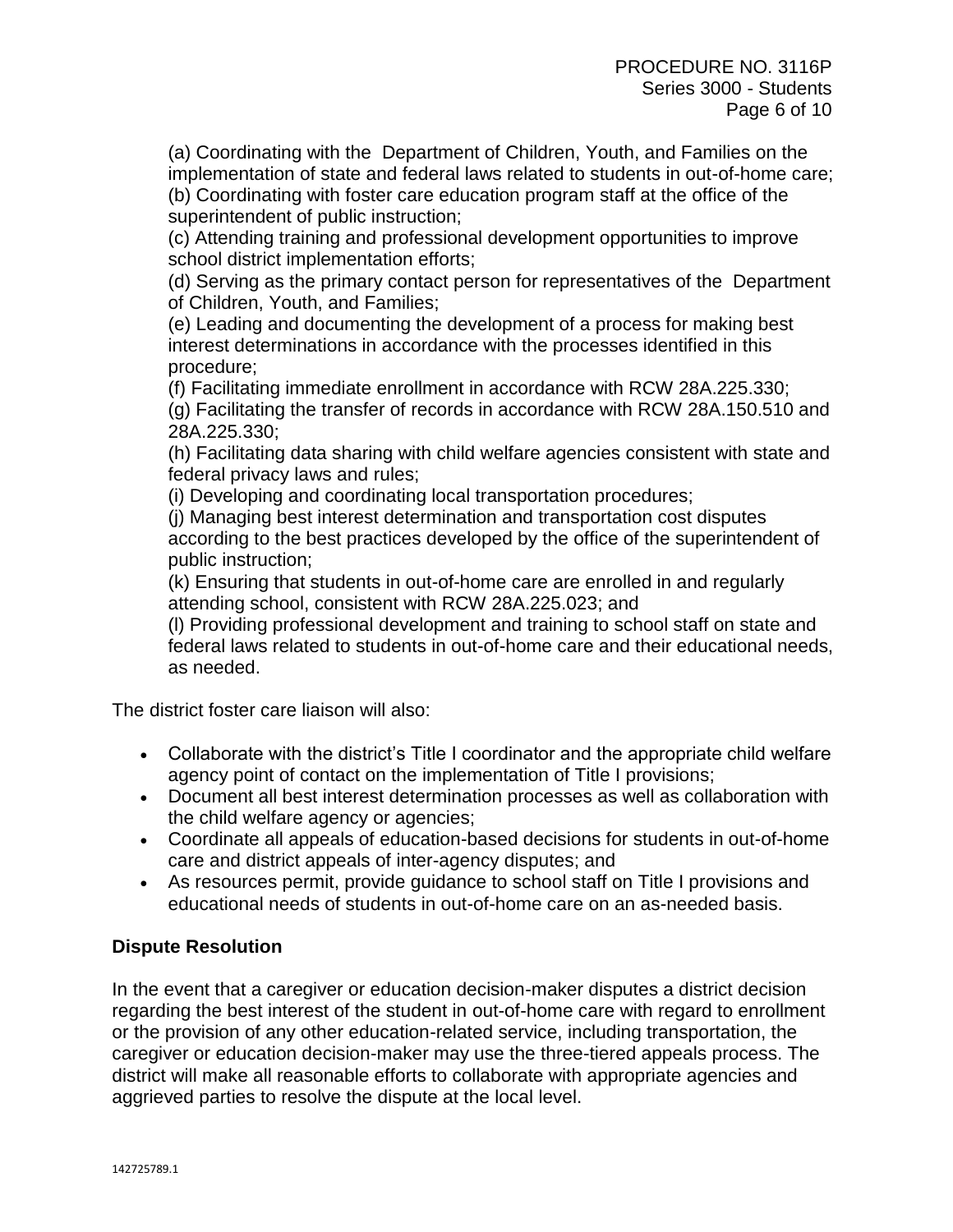(a) Coordinating with the Department of Children, Youth, and Families on the implementation of state and federal laws related to students in out-of-home care;
(b) Coordinating with foster care education program staff at the office of the superintendent of public instruction;
(c) Attending training and professional development opportunities to improve school district implementation efforts;
(d) Serving as the primary contact person for representatives of the Department of Children, Youth, and Families;
(e) Leading and documenting the development of a process for making best interest determinations in accordance with the processes identified in this procedure;
(f) Facilitating immediate enrollment in accordance with RCW 28A.225.330;
(g) Facilitating the transfer of records in accordance with RCW 28A.150.510 and 28A.225.330;
(h) Facilitating data sharing with child welfare agencies consistent with state and federal privacy laws and rules;
(i) Developing and coordinating local transportation procedures;
(j) Managing best interest determination and transportation cost disputes according to the best practices developed by the office of the superintendent of public instruction;
(k) Ensuring that students in out-of-home care are enrolled in and regularly attending school, consistent with RCW 28A.225.023; and
(l) Providing professional development and training to school staff on state and federal laws related to students in out-of-home care and their educational needs, as needed.

The district foster care liaison will also:

- Collaborate with the district's Title I coordinator and the appropriate child welfare agency point of contact on the implementation of Title I provisions;
- Document all best interest determination processes as well as collaboration with the child welfare agency or agencies;
- Coordinate all appeals of education-based decisions for students in out-of-home care and district appeals of inter-agency disputes; and
- As resources permit, provide guidance to school staff on Title I provisions and educational needs of students in out-of-home care on an as-needed basis.

**Dispute Resolution**

In the event that a caregiver or education decision-maker disputes a district decision regarding the best interest of the student in out-of-home care with regard to enrollment or the provision of any other education-related service, including transportation, the caregiver or education decision-maker may use the three-tiered appeals process. The district will make all reasonable efforts to collaborate with appropriate agencies and aggrieved parties to resolve the dispute at the local level.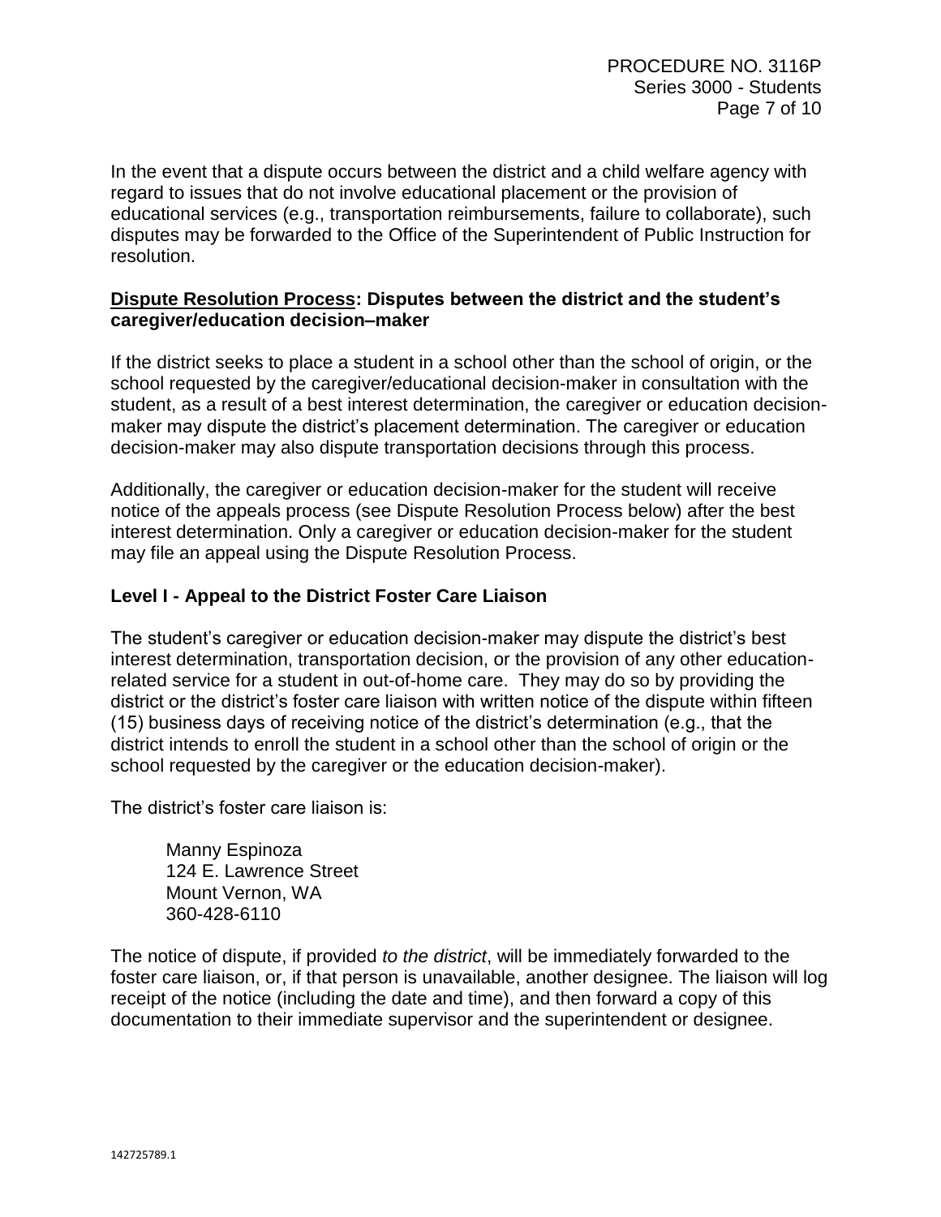In the event that a dispute occurs between the district and a child welfare agency with regard to issues that do not involve educational placement or the provision of educational services (e.g., transportation reimbursements, failure to collaborate), such disputes may be forwarded to the Office of the Superintendent of Public Instruction for resolution.

**<u>Dispute Resolution Process</u>: Disputes between the district and the student's caregiver/education decision–maker**

If the district seeks to place a student in a school other than the school of origin, or the school requested by the caregiver/educational decision-maker in consultation with the student, as a result of a best interest determination, the caregiver or education decision-maker may dispute the district's placement determination. The caregiver or education decision-maker may also dispute transportation decisions through this process.

Additionally, the caregiver or education decision-maker for the student will receive notice of the appeals process (see Dispute Resolution Process below) after the best interest determination. Only a caregiver or education decision-maker for the student may file an appeal using the Dispute Resolution Process.

### Level I - Appeal to the District Foster Care Liaison

The student's caregiver or education decision-maker may dispute the district's best interest determination, transportation decision, or the provision of any other education-related service for a student in out-of-home care. They may do so by providing the district or the district's foster care liaison with written notice of the dispute within fifteen (15) business days of receiving notice of the district's determination (e.g., that the district intends to enroll the student in a school other than the school of origin or the school requested by the caregiver or the education decision-maker).

The district's foster care liaison is:

> Manny Espinoza
> 124 E. Lawrence Street
> Mount Vernon, WA
> 360-428-6110

The notice of dispute, if provided *to the district*, will be immediately forwarded to the foster care liaison, or, if that person is unavailable, another designee. The liaison will log receipt of the notice (including the date and time), and then forward a copy of this documentation to their immediate supervisor and the superintendent or designee.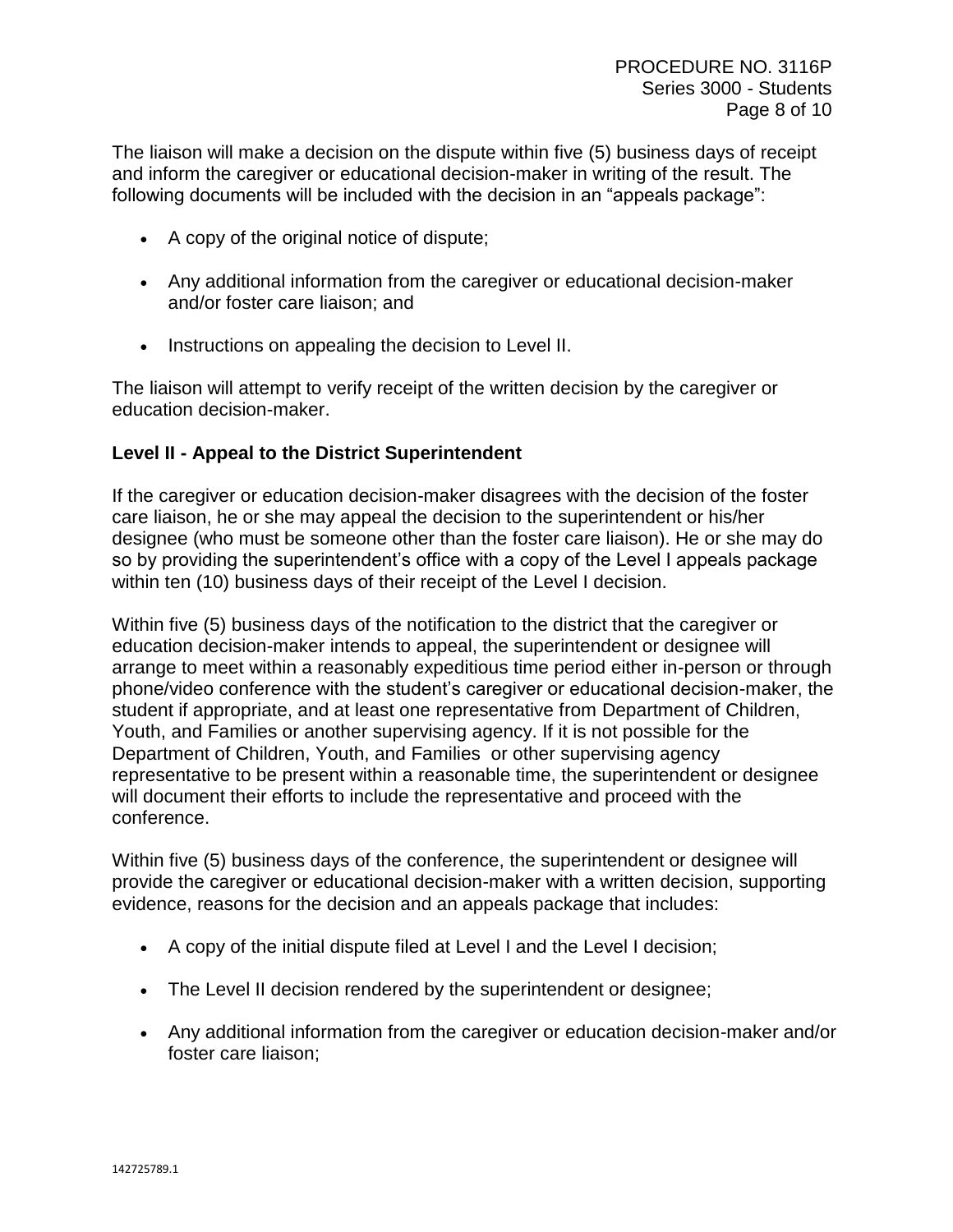The liaison will make a decision on the dispute within five (5) business days of receipt and inform the caregiver or educational decision-maker in writing of the result. The following documents will be included with the decision in an "appeals package":

- A copy of the original notice of dispute;
- Any additional information from the caregiver or educational decision-maker and/or foster care liaison; and
- Instructions on appealing the decision to Level II.

The liaison will attempt to verify receipt of the written decision by the caregiver or education decision-maker.

**Level II - Appeal to the District Superintendent**

If the caregiver or education decision-maker disagrees with the decision of the foster care liaison, he or she may appeal the decision to the superintendent or his/her designee (who must be someone other than the foster care liaison). He or she may do so by providing the superintendent's office with a copy of the Level I appeals package within ten (10) business days of their receipt of the Level I decision.

Within five (5) business days of the notification to the district that the caregiver or education decision-maker intends to appeal, the superintendent or designee will arrange to meet within a reasonably expeditious time period either in-person or through phone/video conference with the student's caregiver or educational decision-maker, the student if appropriate, and at least one representative from Department of Children, Youth, and Families or another supervising agency. If it is not possible for the Department of Children, Youth, and Families or other supervising agency representative to be present within a reasonable time, the superintendent or designee will document their efforts to include the representative and proceed with the conference.

Within five (5) business days of the conference, the superintendent or designee will provide the caregiver or educational decision-maker with a written decision, supporting evidence, reasons for the decision and an appeals package that includes:

- A copy of the initial dispute filed at Level I and the Level I decision;
- The Level II decision rendered by the superintendent or designee;
- Any additional information from the caregiver or education decision-maker and/or foster care liaison;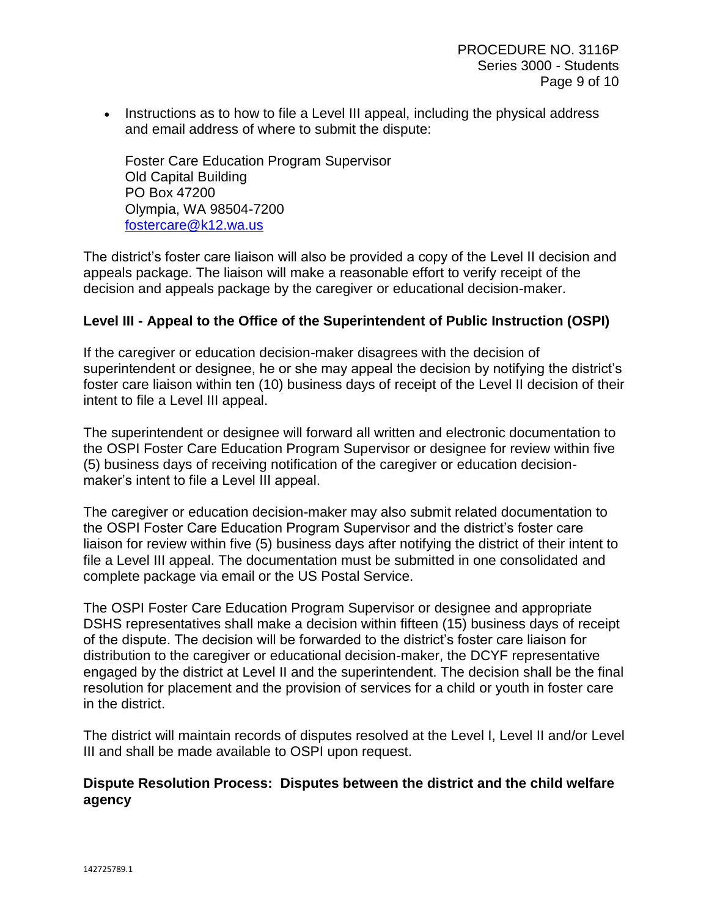- Instructions as to how to file a Level III appeal, including the physical address and email address of where to submit the dispute:

  Foster Care Education Program Supervisor
  Old Capital Building
  PO Box 47200
  Olympia, WA 98504-7200
  fostercare@k12.wa.us

The district's foster care liaison will also be provided a copy of the Level II decision and appeals package. The liaison will make a reasonable effort to verify receipt of the decision and appeals package by the caregiver or educational decision-maker.

**Level III - Appeal to the Office of the Superintendent of Public Instruction (OSPI)**

If the caregiver or education decision-maker disagrees with the decision of superintendent or designee, he or she may appeal the decision by notifying the district's foster care liaison within ten (10) business days of receipt of the Level II decision of their intent to file a Level III appeal.

The superintendent or designee will forward all written and electronic documentation to the OSPI Foster Care Education Program Supervisor or designee for review within five (5) business days of receiving notification of the caregiver or education decision-maker's intent to file a Level III appeal.

The caregiver or education decision-maker may also submit related documentation to the OSPI Foster Care Education Program Supervisor and the district's foster care liaison for review within five (5) business days after notifying the district of their intent to file a Level III appeal. The documentation must be submitted in one consolidated and complete package via email or the US Postal Service.

The OSPI Foster Care Education Program Supervisor or designee and appropriate DSHS representatives shall make a decision within fifteen (15) business days of receipt of the dispute. The decision will be forwarded to the district's foster care liaison for distribution to the caregiver or educational decision-maker, the DCYF representative engaged by the district at Level II and the superintendent. The decision shall be the final resolution for placement and the provision of services for a child or youth in foster care in the district.

The district will maintain records of disputes resolved at the Level I, Level II and/or Level III and shall be made available to OSPI upon request.

**Dispute Resolution Process: Disputes between the district and the child welfare agency**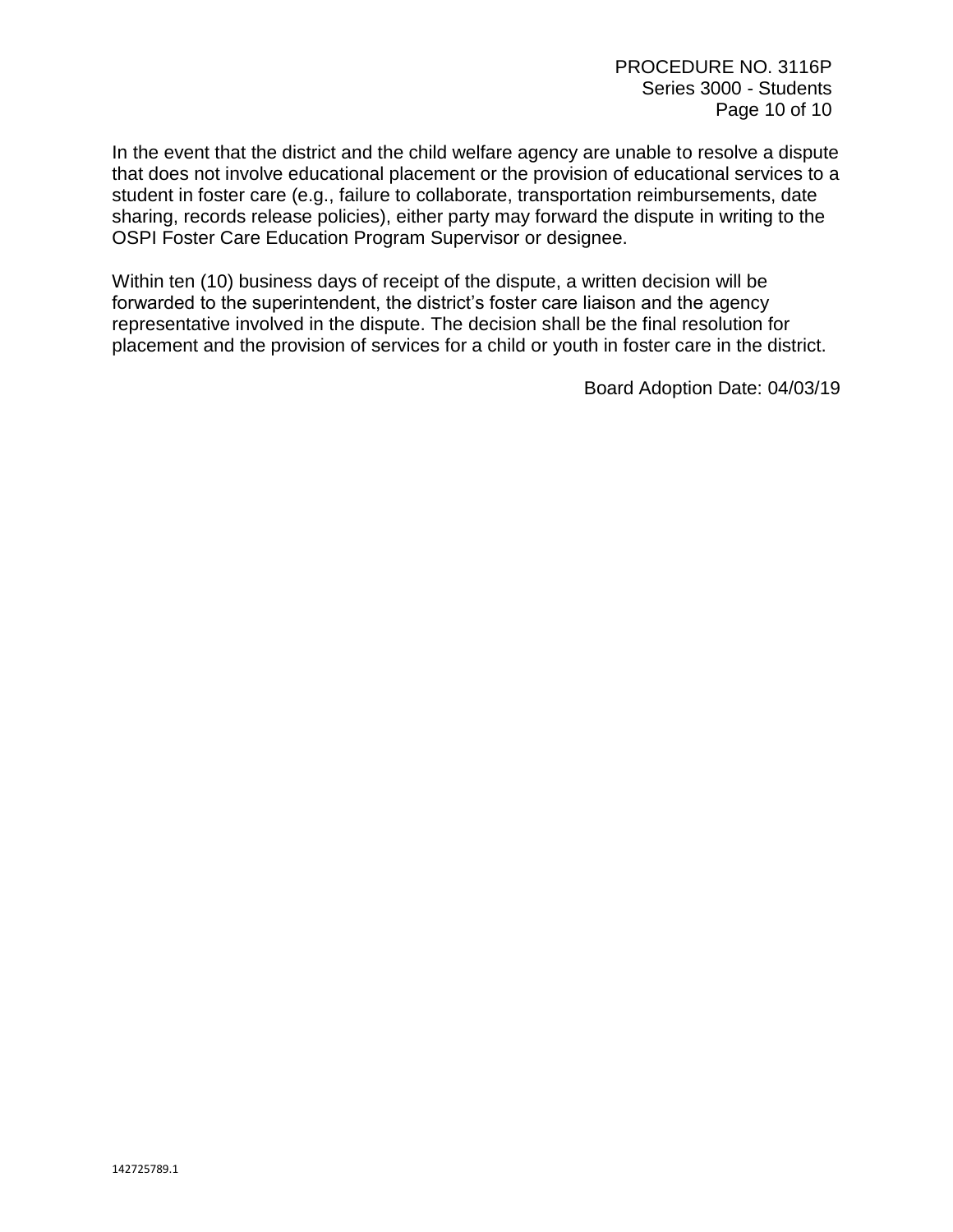In the event that the district and the child welfare agency are unable to resolve a dispute that does not involve educational placement or the provision of educational services to a student in foster care (e.g., failure to collaborate, transportation reimbursements, date sharing, records release policies), either party may forward the dispute in writing to the OSPI Foster Care Education Program Supervisor or designee.

Within ten (10) business days of receipt of the dispute, a written decision will be forwarded to the superintendent, the district's foster care liaison and the agency representative involved in the dispute. The decision shall be the final resolution for placement and the provision of services for a child or youth in foster care in the district.

Board Adoption Date: 04/03/19